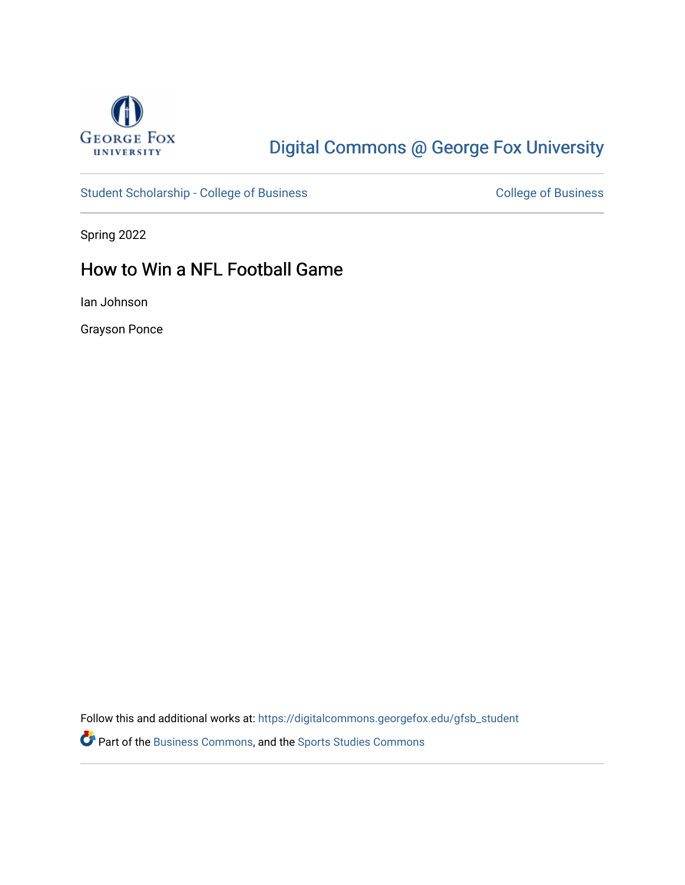Digital Commons @ George Fox University

Student Scholarship - College of Business

College of Business

Spring 2022

# How to Win a NFL Football Game

Ian Johnson

Grayson Ponce

Follow this and additional works at: https://digitalcommons.georgefox.edu/gfsb_student

Part of the Business Commons, and the Sports Studies Commons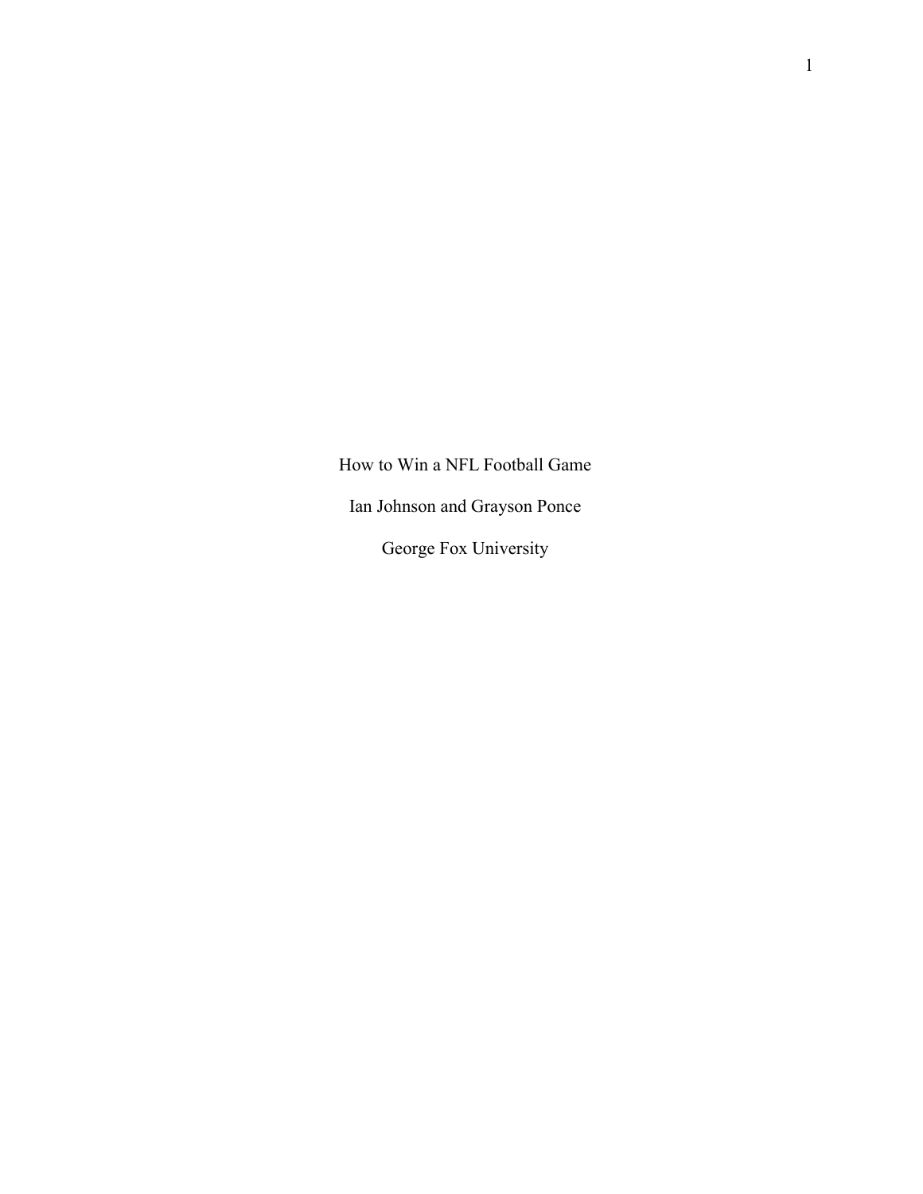# How to Win a NFL Football Game

Ian Johnson and Grayson Ponce

George Fox University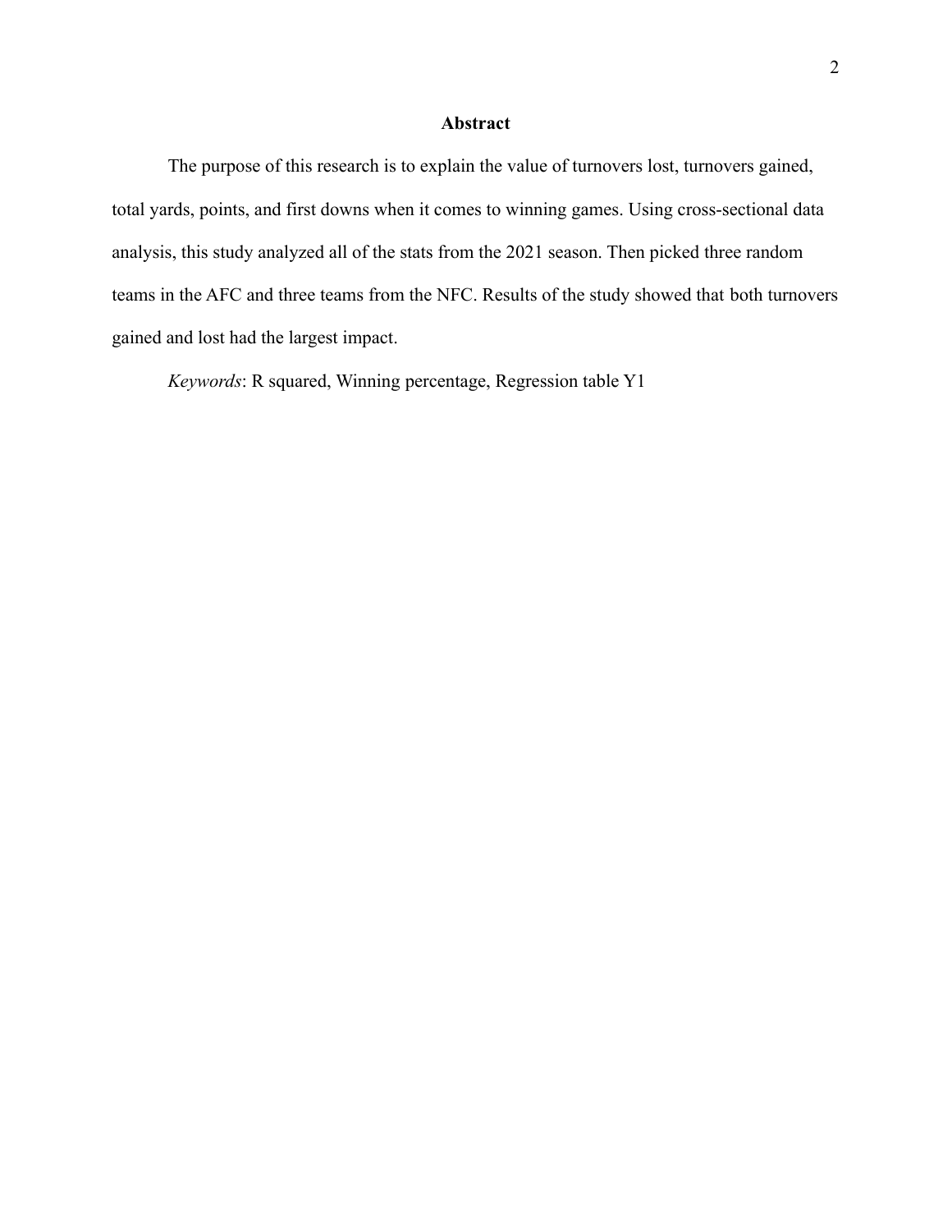## Abstract

The purpose of this research is to explain the value of turnovers lost, turnovers gained, total yards, points, and first downs when it comes to winning games. Using cross-sectional data analysis, this study analyzed all of the stats from the 2021 season. Then picked three random teams in the AFC and three teams from the NFC. Results of the study showed that both turnovers gained and lost had the largest impact.

*Keywords*: R squared, Winning percentage, Regression table Y1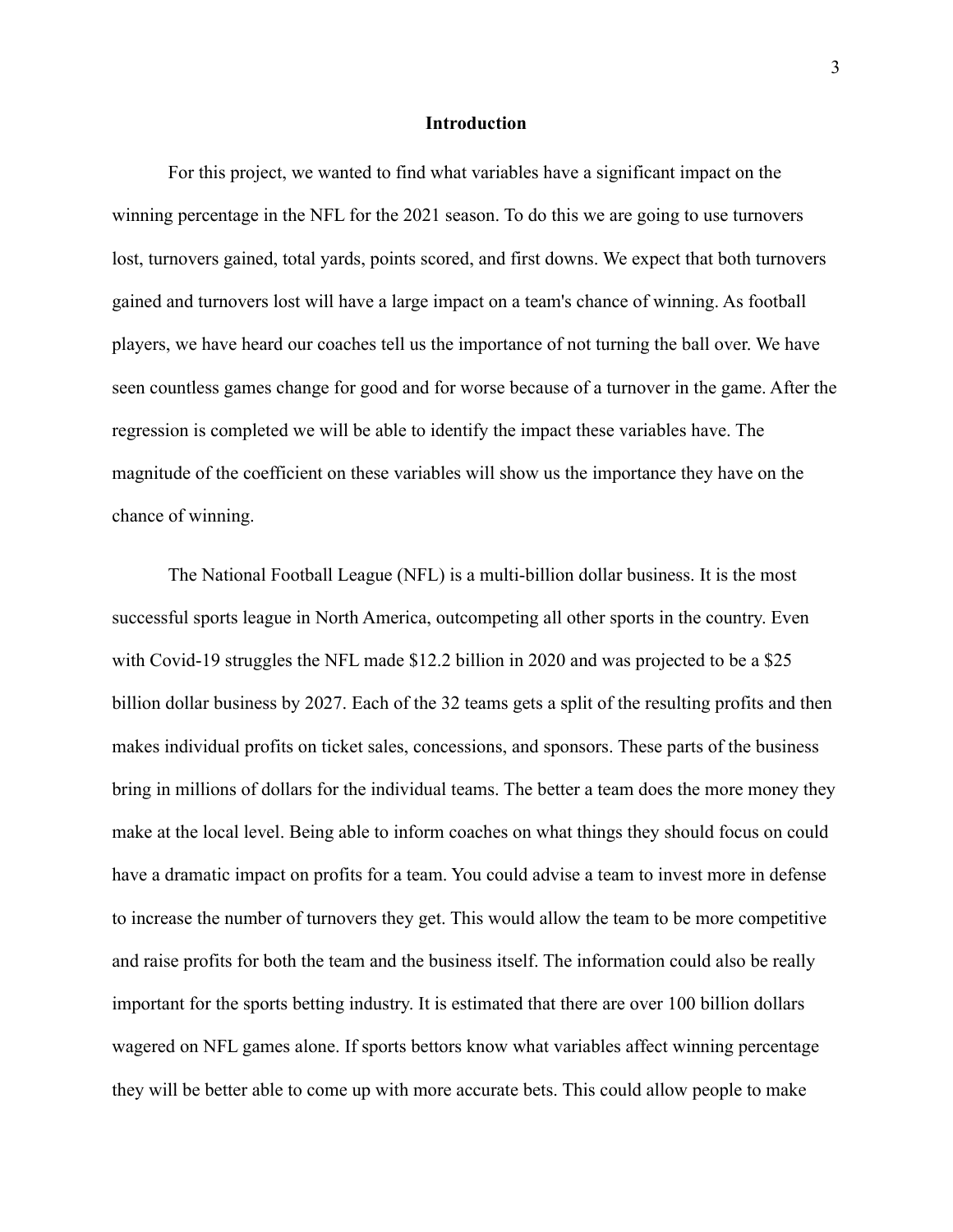## Introduction

For this project, we wanted to find what variables have a significant impact on the winning percentage in the NFL for the 2021 season. To do this we are going to use turnovers lost, turnovers gained, total yards, points scored, and first downs. We expect that both turnovers gained and turnovers lost will have a large impact on a team's chance of winning. As football players, we have heard our coaches tell us the importance of not turning the ball over. We have seen countless games change for good and for worse because of a turnover in the game. After the regression is completed we will be able to identify the impact these variables have. The magnitude of the coefficient on these variables will show us the importance they have on the chance of winning.

The National Football League (NFL) is a multi-billion dollar business. It is the most successful sports league in North America, outcompeting all other sports in the country. Even with Covid-19 struggles the NFL made $12.2 billion in 2020 and was projected to be a $25 billion dollar business by 2027. Each of the 32 teams gets a split of the resulting profits and then makes individual profits on ticket sales, concessions, and sponsors. These parts of the business bring in millions of dollars for the individual teams. The better a team does the more money they make at the local level. Being able to inform coaches on what things they should focus on could have a dramatic impact on profits for a team. You could advise a team to invest more in defense to increase the number of turnovers they get. This would allow the team to be more competitive and raise profits for both the team and the business itself. The information could also be really important for the sports betting industry. It is estimated that there are over 100 billion dollars wagered on NFL games alone. If sports bettors know what variables affect winning percentage they will be better able to come up with more accurate bets. This could allow people to make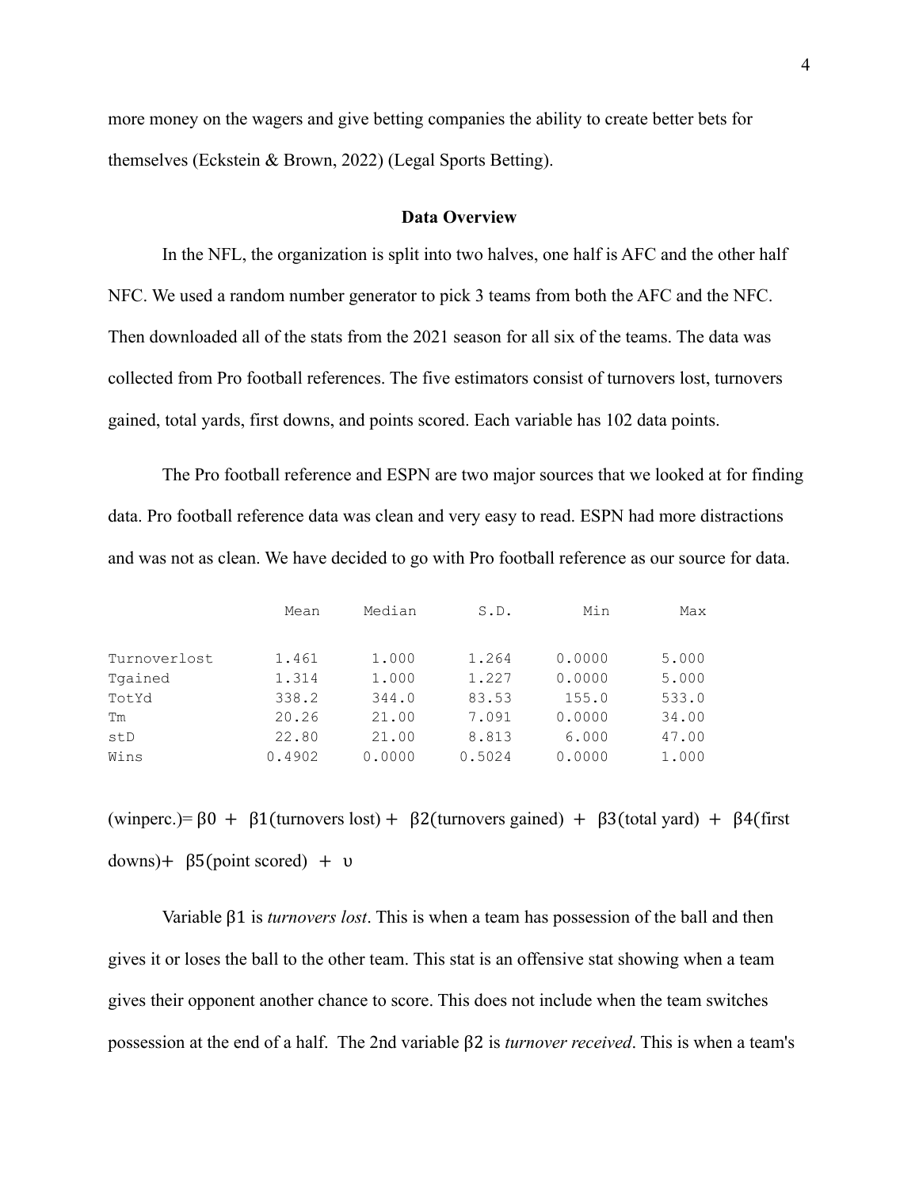more money on the wagers and give betting companies the ability to create better bets for themselves (Eckstein & Brown, 2022) (Legal Sports Betting).

## Data Overview

In the NFL, the organization is split into two halves, one half is AFC and the other half NFC. We used a random number generator to pick 3 teams from both the AFC and the NFC. Then downloaded all of the stats from the 2021 season for all six of the teams. The data was collected from Pro football references. The five estimators consist of turnovers lost, turnovers gained, total yards, first downs, and points scored. Each variable has 102 data points.

The Pro football reference and ESPN are two major sources that we looked at for finding data. Pro football reference data was clean and very easy to read. ESPN had more distractions and was not as clean. We have decided to go with Pro football reference as our source for data.

| | Mean | Median | S.D. | Min | Max |
|---|---|---|---|---|---|
| Turnoverlost | 1.461 | 1.000 | 1.264 | 0.0000 | 5.000 |
| Tgained | 1.314 | 1.000 | 1.227 | 0.0000 | 5.000 |
| TotYd | 338.2 | 344.0 | 83.53 | 155.0 | 533.0 |
| Tm | 20.26 | 21.00 | 7.091 | 0.0000 | 34.00 |
| stD | 22.80 | 21.00 | 8.813 | 6.000 | 47.00 |
| Wins | 0.4902 | 0.0000 | 0.5024 | 0.0000 | 1.000 |

(winperc.)= $\beta0 + \beta1$(turnovers lost) + $\beta2$(turnovers gained) + $\beta3$(total yard) + $\beta4$(first downs)+ $\beta5$(point scored) + $\upsilon$

Variable $\beta1$ is *turnovers lost*. This is when a team has possession of the ball and then gives it or loses the ball to the other team. This stat is an offensive stat showing when a team gives their opponent another chance to score. This does not include when the team switches possession at the end of a half. The 2nd variable $\beta2$ is *turnover received*. This is when a team's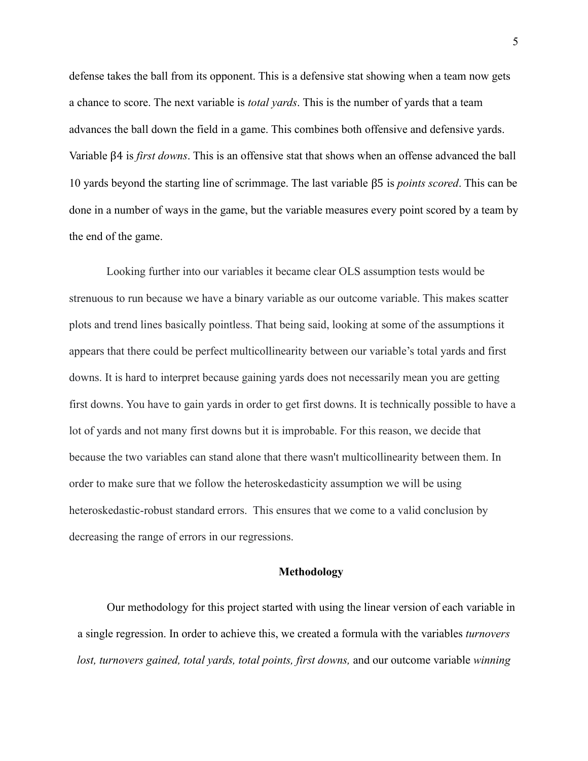defense takes the ball from its opponent. This is a defensive stat showing when a team now gets a chance to score. The next variable is *total yards*. This is the number of yards that a team advances the ball down the field in a game. This combines both offensive and defensive yards. Variable $\beta 4$ is *first downs*. This is an offensive stat that shows when an offense advanced the ball 10 yards beyond the starting line of scrimmage. The last variable $\beta 5$ is *points scored*. This can be done in a number of ways in the game, but the variable measures every point scored by a team by the end of the game.

Looking further into our variables it became clear OLS assumption tests would be strenuous to run because we have a binary variable as our outcome variable. This makes scatter plots and trend lines basically pointless. That being said, looking at some of the assumptions it appears that there could be perfect multicollinearity between our variable's total yards and first downs. It is hard to interpret because gaining yards does not necessarily mean you are getting first downs. You have to gain yards in order to get first downs. It is technically possible to have a lot of yards and not many first downs but it is improbable. For this reason, we decide that because the two variables can stand alone that there wasn't multicollinearity between them. In order to make sure that we follow the heteroskedasticity assumption we will be using heteroskedastic-robust standard errors. This ensures that we come to a valid conclusion by decreasing the range of errors in our regressions.

## Methodology

Our methodology for this project started with using the linear version of each variable in a single regression. In order to achieve this, we created a formula with the variables *turnovers lost, turnovers gained, total yards, total points, first downs,* and our outcome variable *winning*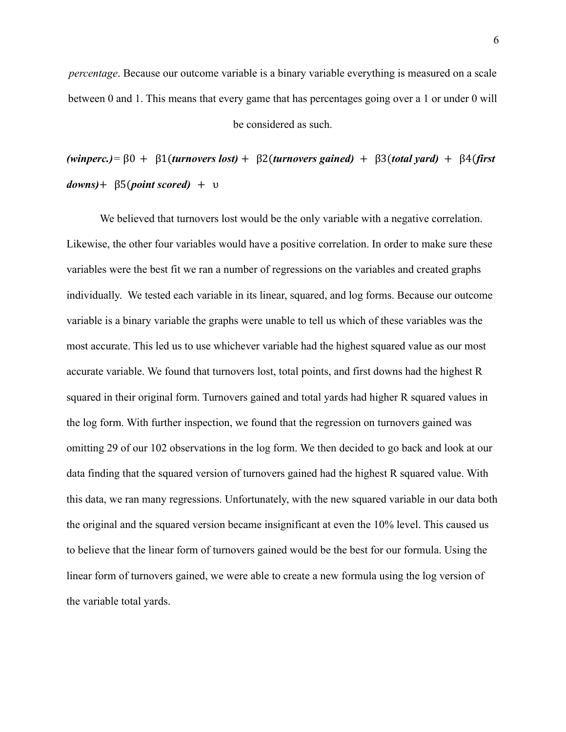*percentage*. Because our outcome variable is a binary variable everything is measured on a scale between 0 and 1. This means that every game that has percentages going over a 1 or under 0 will be considered as such.

***(winperc.)***= $\beta0 + \beta1$(***turnovers lost)*** + $\beta2$(***turnovers gained)*** + $\beta3$(***total yard)*** + $\beta4$(***first downs)***+ $\beta5$(***point scored)*** + $\upsilon$

We believed that turnovers lost would be the only variable with a negative correlation. Likewise, the other four variables would have a positive correlation. In order to make sure these variables were the best fit we ran a number of regressions on the variables and created graphs individually. We tested each variable in its linear, squared, and log forms. Because our outcome variable is a binary variable the graphs were unable to tell us which of these variables was the most accurate. This led us to use whichever variable had the highest squared value as our most accurate variable. We found that turnovers lost, total points, and first downs had the highest R squared in their original form. Turnovers gained and total yards had higher R squared values in the log form. With further inspection, we found that the regression on turnovers gained was omitting 29 of our 102 observations in the log form. We then decided to go back and look at our data finding that the squared version of turnovers gained had the highest R squared value. With this data, we ran many regressions. Unfortunately, with the new squared variable in our data both the original and the squared version became insignificant at even the 10% level. This caused us to believe that the linear form of turnovers gained would be the best for our formula. Using the linear form of turnovers gained, we were able to create a new formula using the log version of the variable total yards.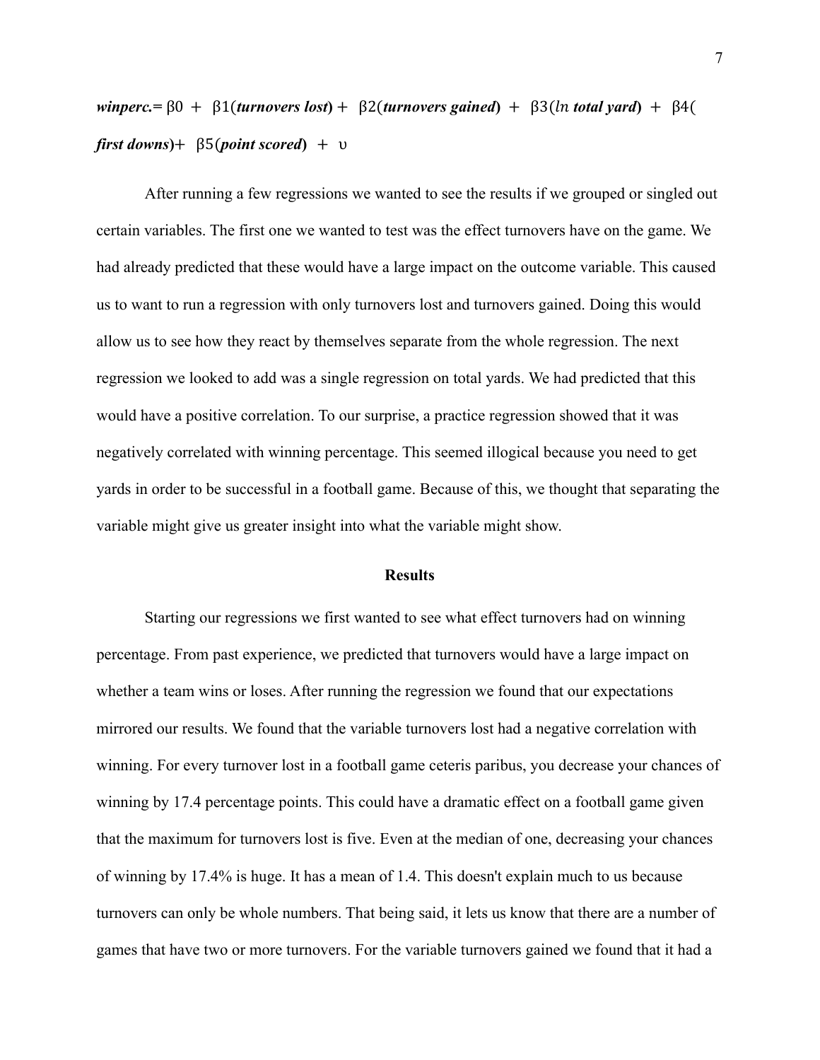$$winperc. = \beta 0 + \beta 1(\textit{turnovers lost}) + \beta 2(\textit{turnovers gained}) + \beta 3(\ln \textit{total yard}) + \beta 4(\textit{first downs}) + \beta 5(\textit{point scored}) + \upsilon$$

After running a few regressions we wanted to see the results if we grouped or singled out certain variables. The first one we wanted to test was the effect turnovers have on the game. We had already predicted that these would have a large impact on the outcome variable. This caused us to want to run a regression with only turnovers lost and turnovers gained. Doing this would allow us to see how they react by themselves separate from the whole regression. The next regression we looked to add was a single regression on total yards. We had predicted that this would have a positive correlation. To our surprise, a practice regression showed that it was negatively correlated with winning percentage. This seemed illogical because you need to get yards in order to be successful in a football game. Because of this, we thought that separating the variable might give us greater insight into what the variable might show.

## Results

Starting our regressions we first wanted to see what effect turnovers had on winning percentage. From past experience, we predicted that turnovers would have a large impact on whether a team wins or loses. After running the regression we found that our expectations mirrored our results. We found that the variable turnovers lost had a negative correlation with winning. For every turnover lost in a football game ceteris paribus, you decrease your chances of winning by 17.4 percentage points. This could have a dramatic effect on a football game given that the maximum for turnovers lost is five. Even at the median of one, decreasing your chances of winning by 17.4% is huge. It has a mean of 1.4. This doesn't explain much to us because turnovers can only be whole numbers. That being said, it lets us know that there are a number of games that have two or more turnovers. For the variable turnovers gained we found that it had a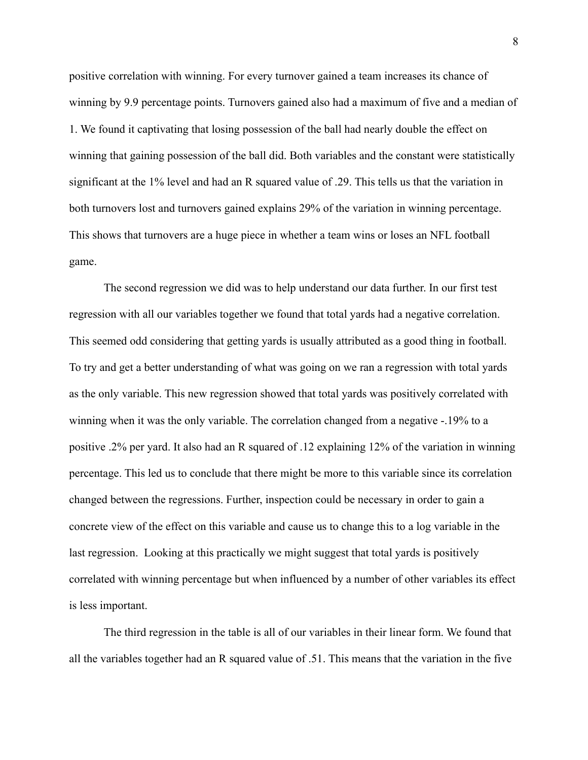positive correlation with winning. For every turnover gained a team increases its chance of winning by 9.9 percentage points. Turnovers gained also had a maximum of five and a median of 1. We found it captivating that losing possession of the ball had nearly double the effect on winning that gaining possession of the ball did. Both variables and the constant were statistically significant at the 1% level and had an R squared value of .29. This tells us that the variation in both turnovers lost and turnovers gained explains 29% of the variation in winning percentage. This shows that turnovers are a huge piece in whether a team wins or loses an NFL football game.

The second regression we did was to help understand our data further. In our first test regression with all our variables together we found that total yards had a negative correlation. This seemed odd considering that getting yards is usually attributed as a good thing in football. To try and get a better understanding of what was going on we ran a regression with total yards as the only variable. This new regression showed that total yards was positively correlated with winning when it was the only variable. The correlation changed from a negative -.19% to a positive .2% per yard. It also had an R squared of .12 explaining 12% of the variation in winning percentage. This led us to conclude that there might be more to this variable since its correlation changed between the regressions. Further, inspection could be necessary in order to gain a concrete view of the effect on this variable and cause us to change this to a log variable in the last regression. Looking at this practically we might suggest that total yards is positively correlated with winning percentage but when influenced by a number of other variables its effect is less important.

The third regression in the table is all of our variables in their linear form. We found that all the variables together had an R squared value of .51. This means that the variation in the five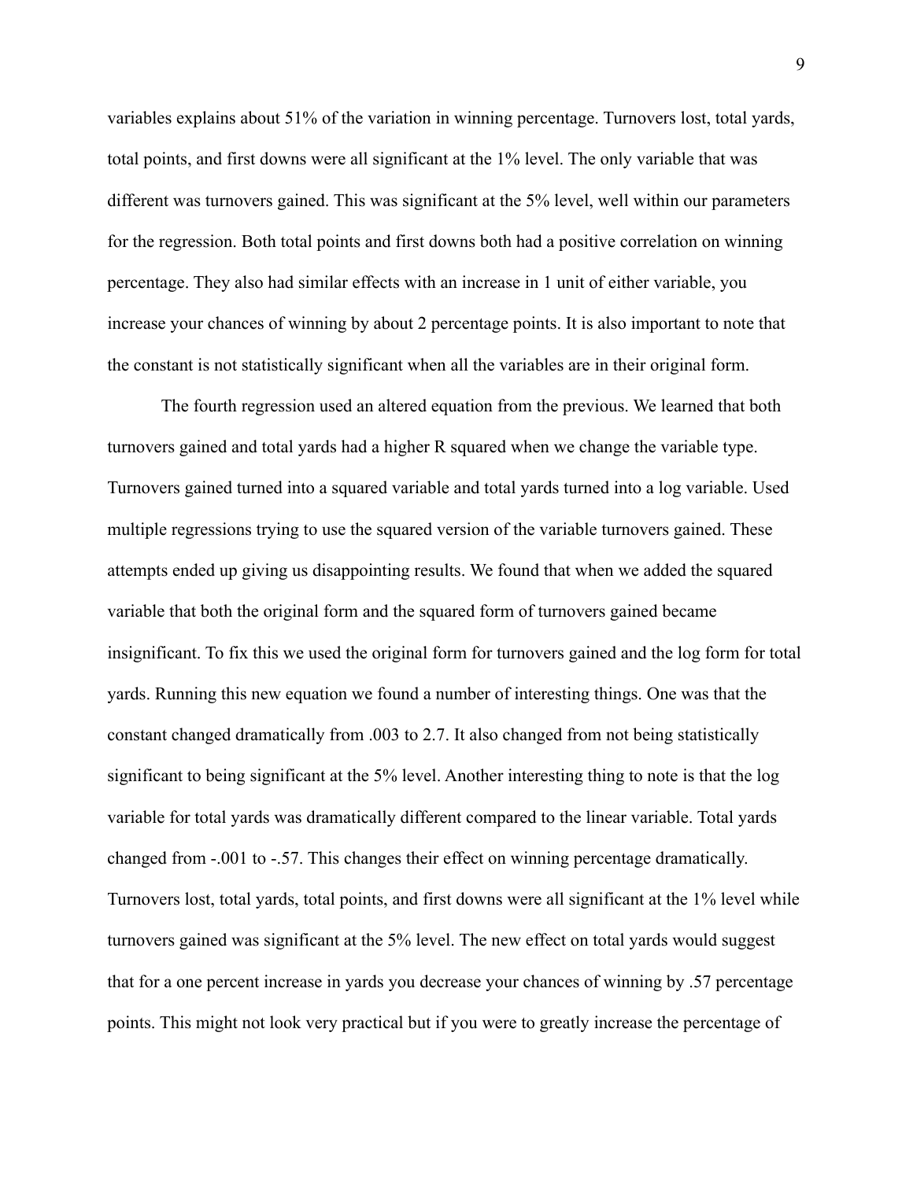variables explains about 51% of the variation in winning percentage. Turnovers lost, total yards, total points, and first downs were all significant at the 1% level. The only variable that was different was turnovers gained. This was significant at the 5% level, well within our parameters for the regression. Both total points and first downs both had a positive correlation on winning percentage. They also had similar effects with an increase in 1 unit of either variable, you increase your chances of winning by about 2 percentage points. It is also important to note that the constant is not statistically significant when all the variables are in their original form.

The fourth regression used an altered equation from the previous. We learned that both turnovers gained and total yards had a higher R squared when we change the variable type. Turnovers gained turned into a squared variable and total yards turned into a log variable. Used multiple regressions trying to use the squared version of the variable turnovers gained. These attempts ended up giving us disappointing results. We found that when we added the squared variable that both the original form and the squared form of turnovers gained became insignificant. To fix this we used the original form for turnovers gained and the log form for total yards. Running this new equation we found a number of interesting things. One was that the constant changed dramatically from .003 to 2.7. It also changed from not being statistically significant to being significant at the 5% level. Another interesting thing to note is that the log variable for total yards was dramatically different compared to the linear variable. Total yards changed from -.001 to -.57. This changes their effect on winning percentage dramatically. Turnovers lost, total yards, total points, and first downs were all significant at the 1% level while turnovers gained was significant at the 5% level. The new effect on total yards would suggest that for a one percent increase in yards you decrease your chances of winning by .57 percentage points. This might not look very practical but if you were to greatly increase the percentage of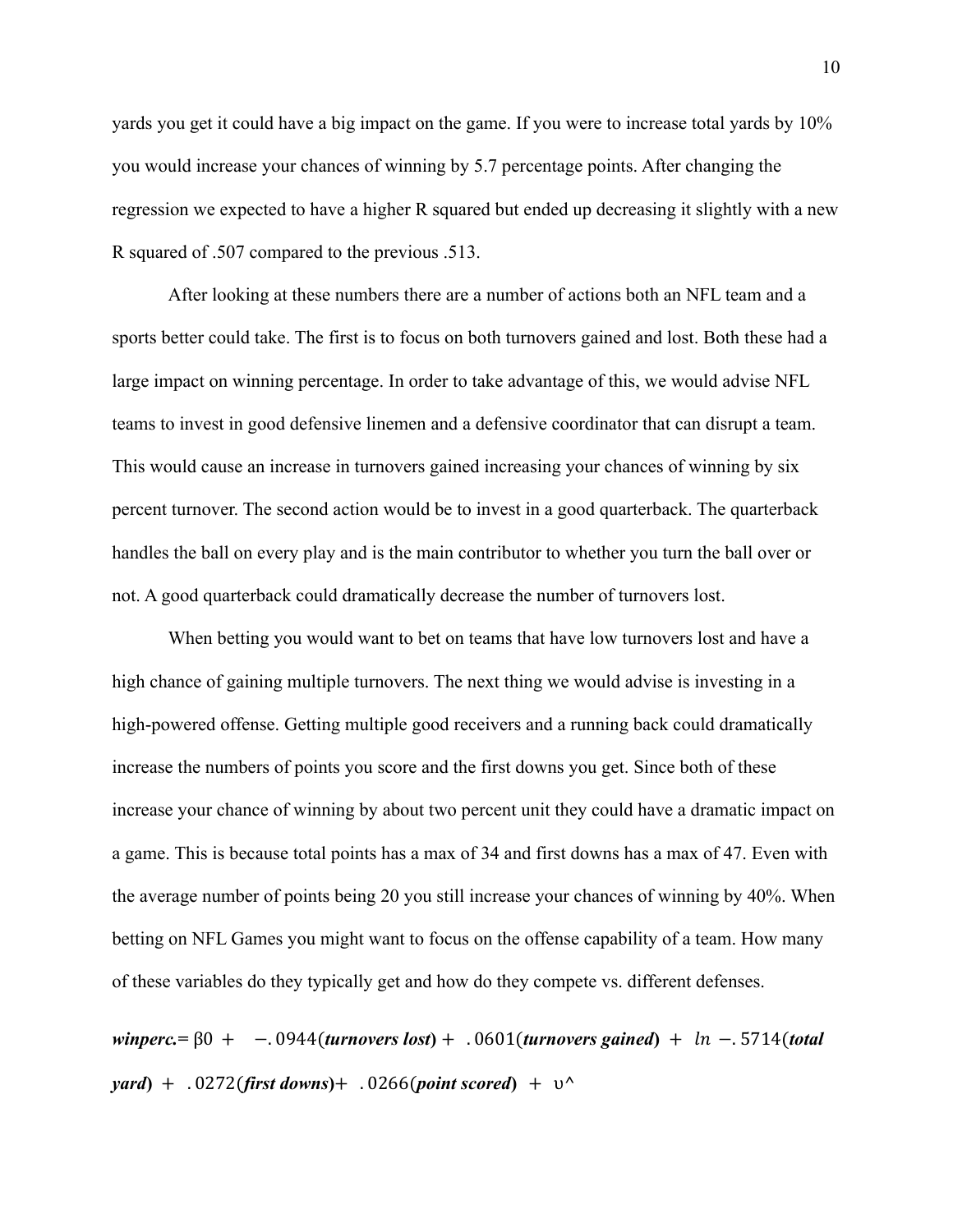yards you get it could have a big impact on the game. If you were to increase total yards by 10% you would increase your chances of winning by 5.7 percentage points. After changing the regression we expected to have a higher R squared but ended up decreasing it slightly with a new R squared of .507 compared to the previous .513.

After looking at these numbers there are a number of actions both an NFL team and a sports better could take. The first is to focus on both turnovers gained and lost. Both these had a large impact on winning percentage. In order to take advantage of this, we would advise NFL teams to invest in good defensive linemen and a defensive coordinator that can disrupt a team. This would cause an increase in turnovers gained increasing your chances of winning by six percent turnover. The second action would be to invest in a good quarterback. The quarterback handles the ball on every play and is the main contributor to whether you turn the ball over or not. A good quarterback could dramatically decrease the number of turnovers lost.

When betting you would want to bet on teams that have low turnovers lost and have a high chance of gaining multiple turnovers. The next thing we would advise is investing in a high-powered offense. Getting multiple good receivers and a running back could dramatically increase the numbers of points you score and the first downs you get. Since both of these increase your chance of winning by about two percent unit they could have a dramatic impact on a game. This is because total points has a max of 34 and first downs has a max of 47. Even with the average number of points being 20 you still increase your chances of winning by 40%. When betting on NFL Games you might want to focus on the offense capability of a team. How many of these variables do they typically get and how do they compete vs. different defenses.

***winperc.***$= \beta 0 + \; -.0944($***turnovers lost***$) + \; .0601($***turnovers gained***$) \; + \; ln \; -.5714($***total yard***$) \; + \; .0272($***first downs***$) + \; .0266($***point scored***$) \; + \; \upsilon\hat{}$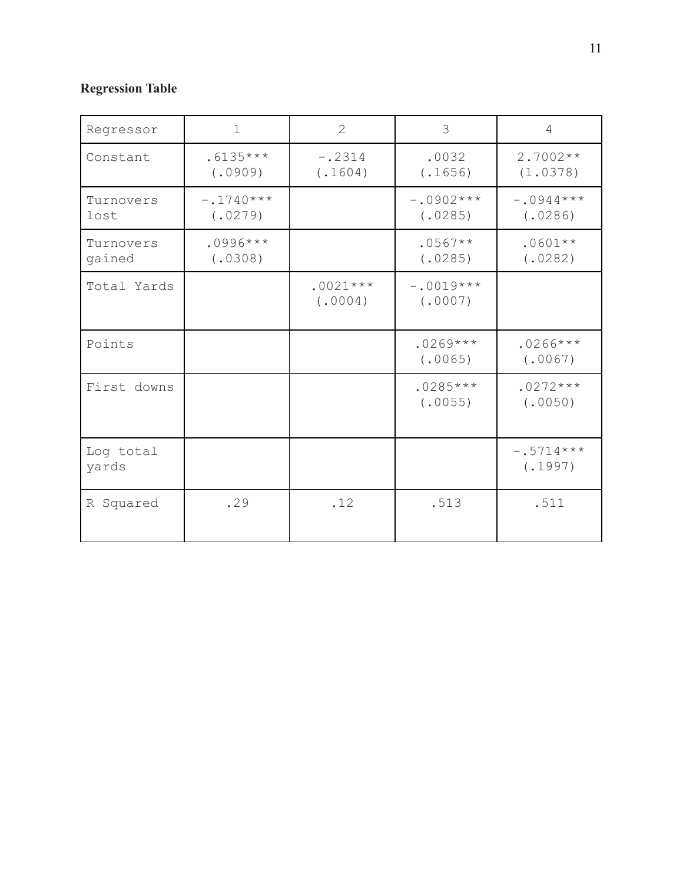**Regression Table**

| Regressor | 1 | 2 | 3 | 4 |
|---|---|---|---|---|
| Constant | .6135*** (.0909) | -.2314 (.1604) | .0032 (.1656) | 2.7002** (1.0378) |
| Turnovers lost | -.1740*** (.0279) | | -.0902*** (.0285) | -.0944*** (.0286) |
| Turnovers gained | .0996*** (.0308) | | .0567** (.0285) | .0601** (.0282) |
| Total Yards | | .0021*** (.0004) | -.0019*** (.0007) | |
| Points | | | .0269*** (.0065) | .0266*** (.0067) |
| First downs | | | .0285*** (.0055) | .0272*** (.0050) |
| Log total yards | | | | -.5714*** (.1997) |
| R Squared | .29 | .12 | .513 | .511 |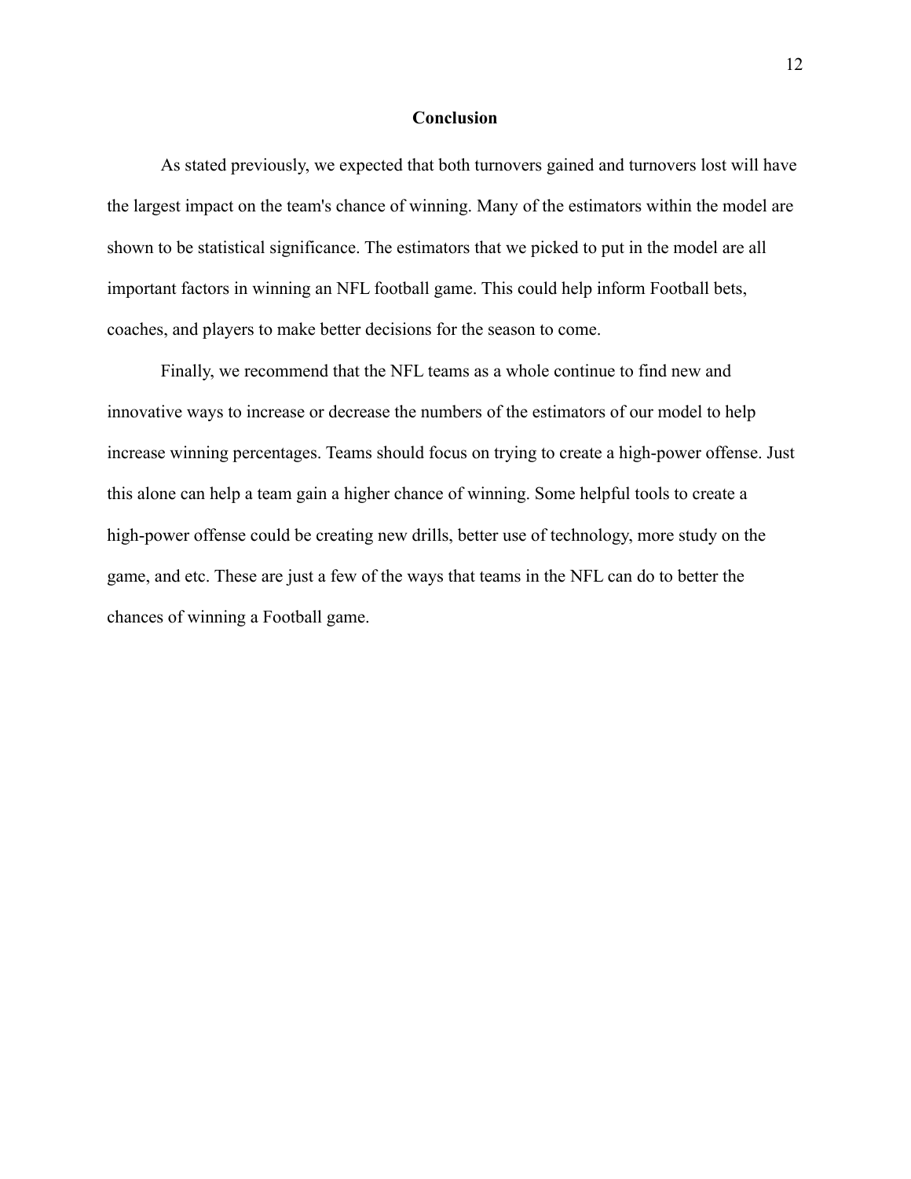## Conclusion

As stated previously, we expected that both turnovers gained and turnovers lost will have the largest impact on the team's chance of winning. Many of the estimators within the model are shown to be statistical significance. The estimators that we picked to put in the model are all important factors in winning an NFL football game. This could help inform Football bets, coaches, and players to make better decisions for the season to come.

Finally, we recommend that the NFL teams as a whole continue to find new and innovative ways to increase or decrease the numbers of the estimators of our model to help increase winning percentages. Teams should focus on trying to create a high-power offense. Just this alone can help a team gain a higher chance of winning. Some helpful tools to create a high-power offense could be creating new drills, better use of technology, more study on the game, and etc. These are just a few of the ways that teams in the NFL can do to better the chances of winning a Football game.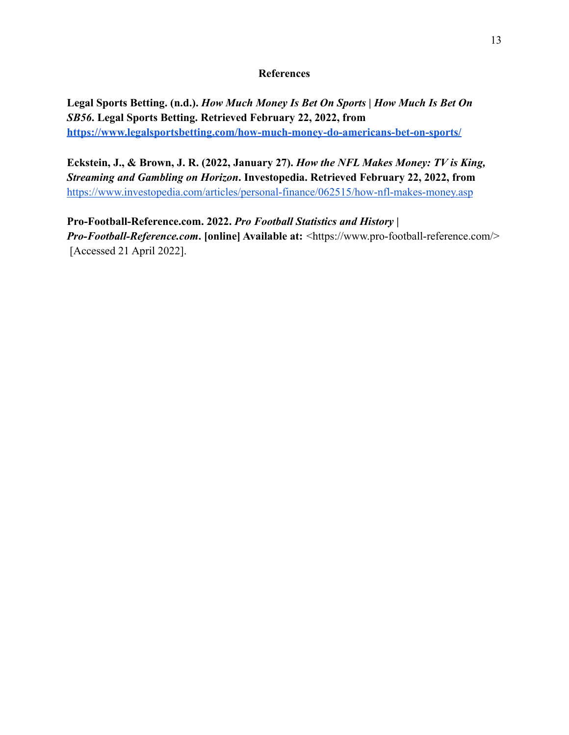## References

**Legal Sports Betting. (n.d.).** ***How Much Money Is Bet On Sports | How Much Is Bet On SB56*****. Legal Sports Betting. Retrieved February 22, 2022, from https://www.legalsportsbetting.com/how-much-money-do-americans-bet-on-sports/**

**Eckstein, J., & Brown, J. R. (2022, January 27).** ***How the NFL Makes Money: TV is King, Streaming and Gambling on Horizon*****. Investopedia. Retrieved February 22, 2022, from** https://www.investopedia.com/articles/personal-finance/062515/how-nfl-makes-money.asp

**Pro-Football-Reference.com. 2022.** ***Pro Football Statistics and History | Pro-Football-Reference.com*****. [online] Available at:** <https://www.pro-football-reference.com/> [Accessed 21 April 2022].